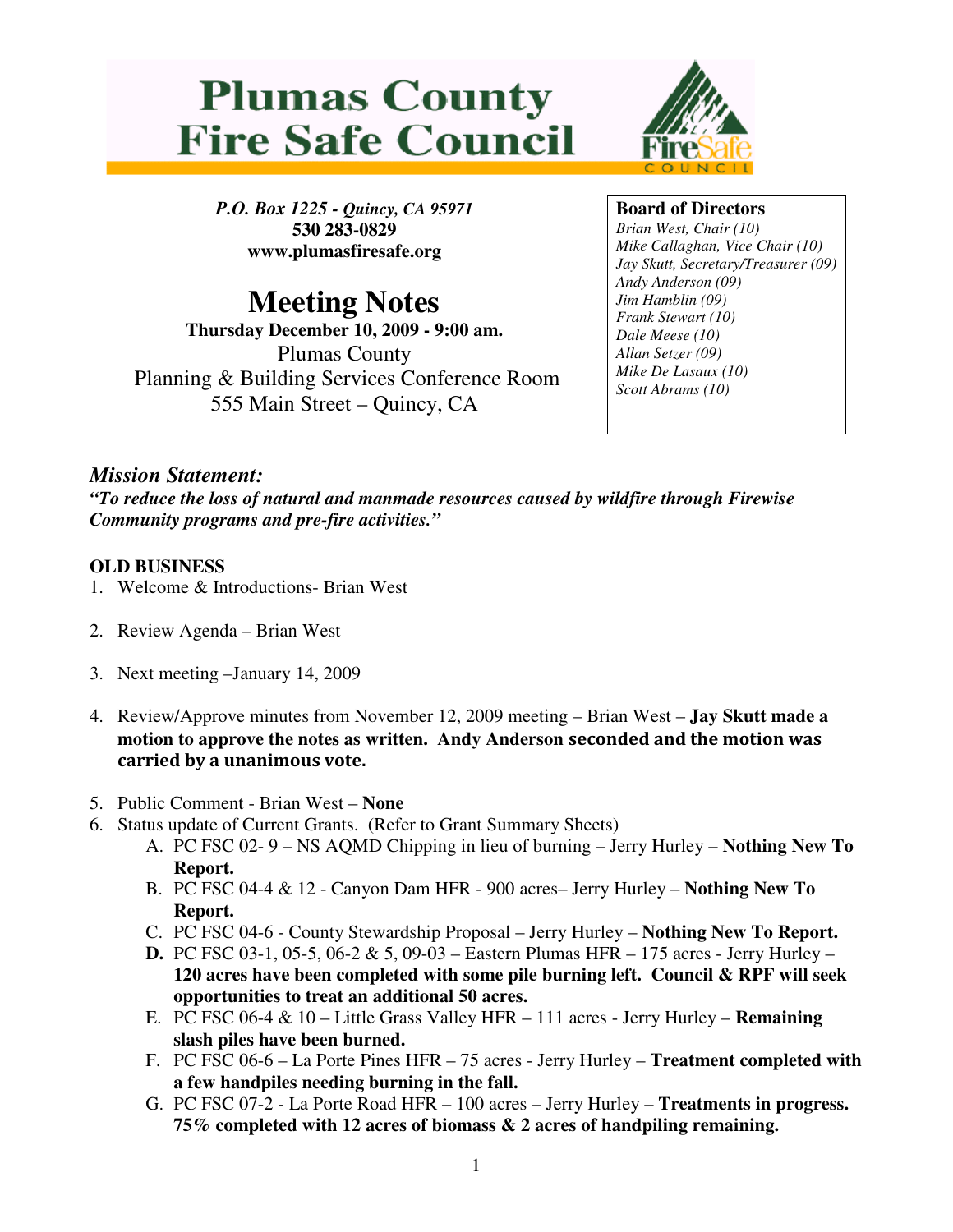# Plumas County Fire Safe Council

*P.O. Box 1225 - Quincy, CA 95971*
**530 283-0829**
**www.plumasfiresafe.org**

## Meeting Notes

**Thursday December 10, 2009 - 9:00 am.**
Plumas County
Planning & Building Services Conference Room
555 Main Street – Quincy, CA

**Board of Directors**
*Brian West, Chair (10)*
*Mike Callaghan, Vice Chair (10)*
*Jay Skutt, Secretary/Treasurer (09)*
*Andy Anderson (09)*
*Jim Hamblin (09)*
*Frank Stewart (10)*
*Dale Meese (10)*
*Allan Setzer (09)*
*Mike De Lasaux (10)*
*Scott Abrams (10)*

## *Mission Statement:*

***"To reduce the loss of natural and manmade resources caused by wildfire through Firewise Community programs and pre-fire activities."***

**OLD BUSINESS**

1. Welcome & Introductions- Brian West
2. Review Agenda – Brian West
3. Next meeting –January 14, 2009
4. Review/Approve minutes from November 12, 2009 meeting – Brian West – **Jay Skutt made a motion to approve the notes as written. Andy Anderson seconded and the motion was carried by a unanimous vote.**
5. Public Comment - Brian West – **None**
6. Status update of Current Grants. (Refer to Grant Summary Sheets)
   A. PC FSC 02- 9 – NS AQMD Chipping in lieu of burning – Jerry Hurley – **Nothing New To Report.**
   B. PC FSC 04-4 & 12 - Canyon Dam HFR - 900 acres– Jerry Hurley – **Nothing New To Report.**
   C. PC FSC 04-6 - County Stewardship Proposal – Jerry Hurley – **Nothing New To Report.**
   **D.** PC FSC 03-1, 05-5, 06-2 & 5, 09-03 – Eastern Plumas HFR – 175 acres - Jerry Hurley – **120 acres have been completed with some pile burning left. Council & RPF will seek opportunities to treat an additional 50 acres.**
   E. PC FSC 06-4 & 10 – Little Grass Valley HFR – 111 acres - Jerry Hurley – **Remaining slash piles have been burned.**
   F. PC FSC 06-6 – La Porte Pines HFR – 75 acres - Jerry Hurley – **Treatment completed with a few handpiles needing burning in the fall.**
   G. PC FSC 07-2 - La Porte Road HFR – 100 acres – Jerry Hurley – **Treatments in progress. 75% completed with 12 acres of biomass & 2 acres of handpiling remaining.**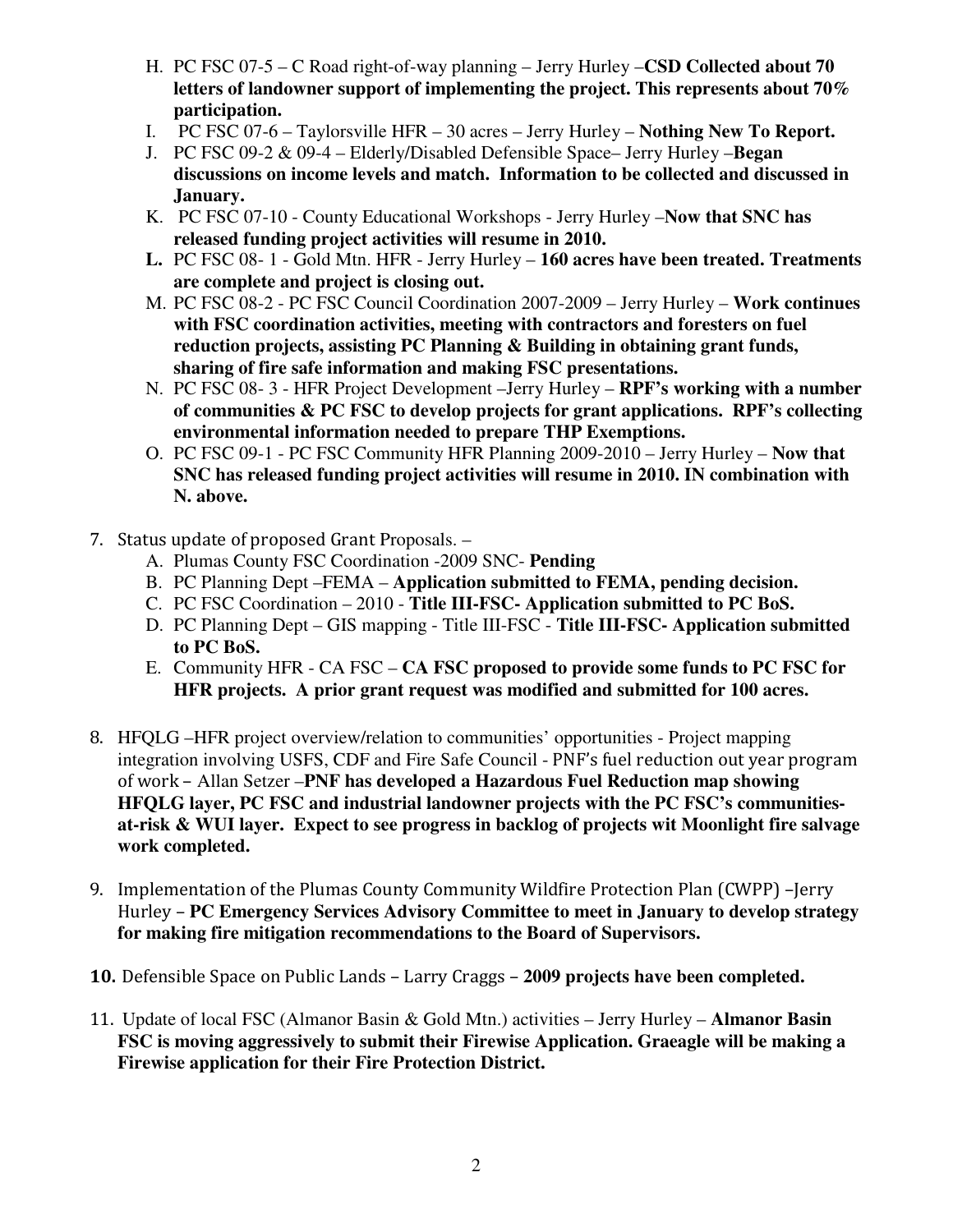H. PC FSC 07-5 – C Road right-of-way planning – Jerry Hurley –**CSD Collected about 70 letters of landowner support of implementing the project. This represents about 70% participation.**
I. PC FSC 07-6 – Taylorsville HFR – 30 acres – Jerry Hurley – **Nothing New To Report.**
J. PC FSC 09-2 & 09-4 – Elderly/Disabled Defensible Space– Jerry Hurley –**Began discussions on income levels and match. Information to be collected and discussed in January.**
K. PC FSC 07-10 - County Educational Workshops - Jerry Hurley –**Now that SNC has released funding project activities will resume in 2010.**
**L.** PC FSC 08- 1 - Gold Mtn. HFR - Jerry Hurley – **160 acres have been treated. Treatments are complete and project is closing out.**
M. PC FSC 08-2 - PC FSC Council Coordination 2007-2009 – Jerry Hurley – **Work continues with FSC coordination activities, meeting with contractors and foresters on fuel reduction projects, assisting PC Planning & Building in obtaining grant funds, sharing of fire safe information and making FSC presentations.**
N. PC FSC 08- 3 - HFR Project Development –Jerry Hurley – **RPF's working with a number of communities & PC FSC to develop projects for grant applications. RPF's collecting environmental information needed to prepare THP Exemptions.**
O. PC FSC 09-1 - PC FSC Community HFR Planning 2009-2010 – Jerry Hurley – **Now that SNC has released funding project activities will resume in 2010. IN combination with N. above.**

7. Status update of proposed Grant Proposals. –
   A. Plumas County FSC Coordination -2009 SNC- **Pending**
   B. PC Planning Dept –FEMA – **Application submitted to FEMA, pending decision.**
   C. PC FSC Coordination – 2010 - **Title III-FSC- Application submitted to PC BoS.**
   D. PC Planning Dept – GIS mapping - Title III-FSC - **Title III-FSC- Application submitted to PC BoS.**
   E. Community HFR - CA FSC – **CA FSC proposed to provide some funds to PC FSC for HFR projects. A prior grant request was modified and submitted for 100 acres.**

8. HFQLG –HFR project overview/relation to communities' opportunities - Project mapping integration involving USFS, CDF and Fire Safe Council - PNF's fuel reduction out year program of work – Allan Setzer –**PNF has developed a Hazardous Fuel Reduction map showing HFQLG layer, PC FSC and industrial landowner projects with the PC FSC's communities-at-risk & WUI layer. Expect to see progress in backlog of projects wit Moonlight fire salvage work completed.**

9. Implementation of the Plumas County Community Wildfire Protection Plan (CWPP) –Jerry Hurley – **PC Emergency Services Advisory Committee to meet in January to develop strategy for making fire mitigation recommendations to the Board of Supervisors.**

**10.** Defensible Space on Public Lands – Larry Craggs – **2009 projects have been completed.**

11. Update of local FSC (Almanor Basin & Gold Mtn.) activities – Jerry Hurley – **Almanor Basin FSC is moving aggressively to submit their Firewise Application. Graeagle will be making a Firewise application for their Fire Protection District.**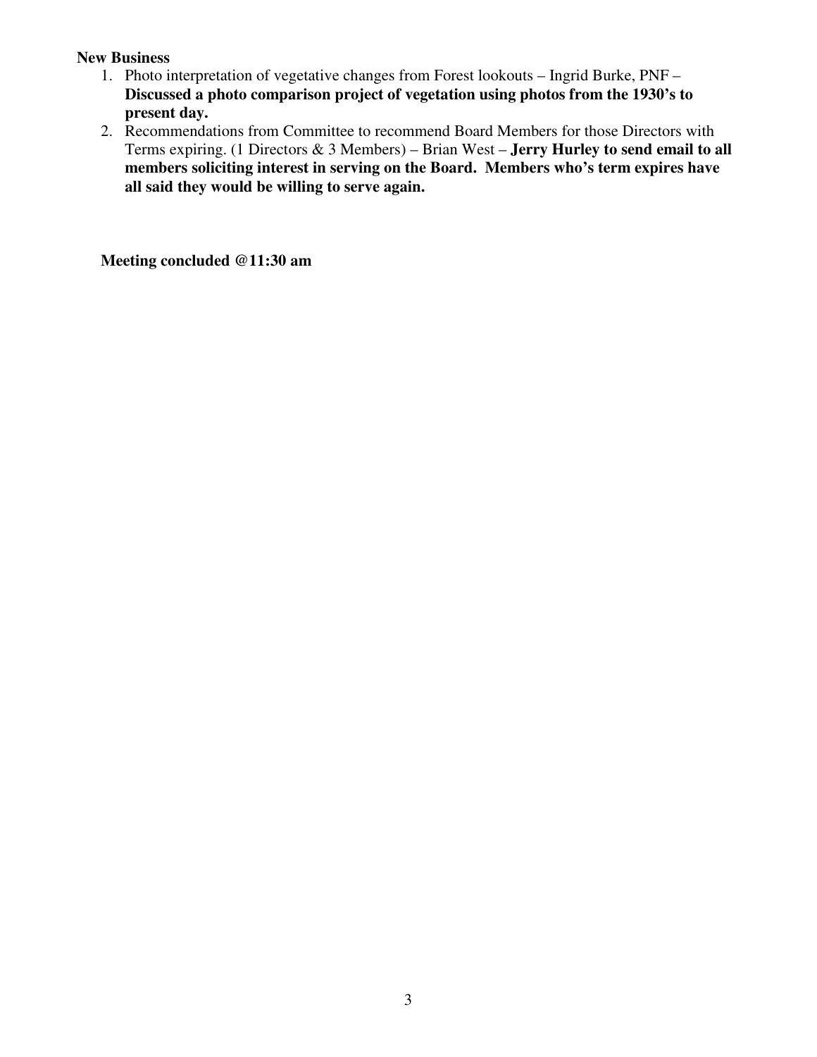**New Business**

1. Photo interpretation of vegetative changes from Forest lookouts – Ingrid Burke, PNF – **Discussed a photo comparison project of vegetation using photos from the 1930's to present day.**
2. Recommendations from Committee to recommend Board Members for those Directors with Terms expiring. (1 Directors & 3 Members) – Brian West – **Jerry Hurley to send email to all members soliciting interest in serving on the Board. Members who's term expires have all said they would be willing to serve again.**

**Meeting concluded @11:30 am**